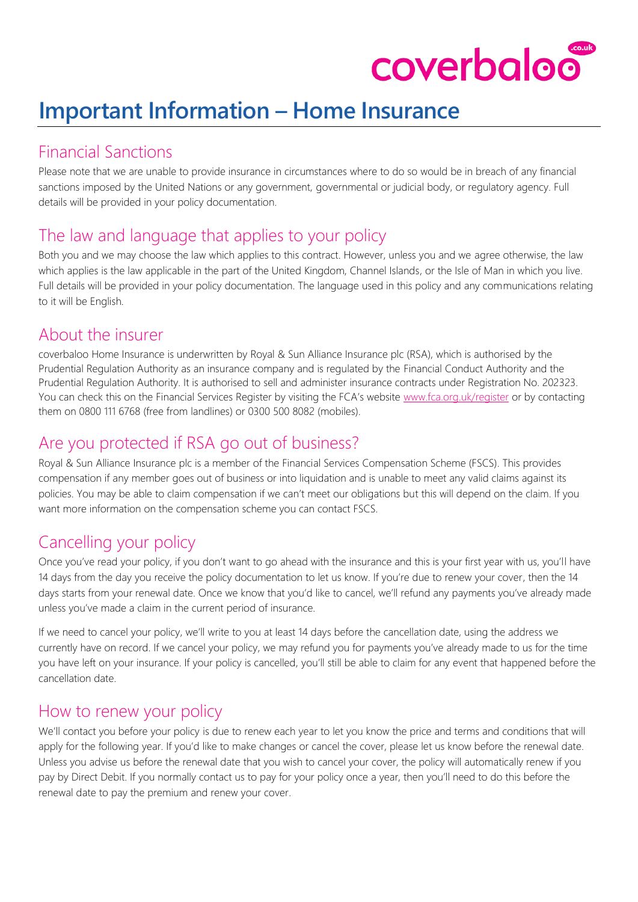# Important Information – Home Insurance

## Financial Sanctions

Please note that we are unable to provide insurance in circumstances where to do so would be in breach of any financial sanctions imposed by the United Nations or any government, governmental or judicial body, or regulatory agency. Full details will be provided in your policy documentation.

## The law and language that applies to your policy

Both you and we may choose the law which applies to this contract. However, unless you and we agree otherwise, the law which applies is the law applicable in the part of the United Kingdom, Channel Islands, or the Isle of Man in which you live. Full details will be provided in your policy documentation. The language used in this policy and any communications relating to it will be English.

## About the insurer

coverbaloo Home Insurance is underwritten by Royal & Sun Alliance Insurance plc (RSA), which is authorised by the Prudential Regulation Authority as an insurance company and is regulated by the Financial Conduct Authority and the Prudential Regulation Authority. It is authorised to sell and administer insurance contracts under Registration No. 202323. You can check this on the Financial Services Register by visiting the FCA's website www.fca.org.uk/register or by contacting them on 0800 111 6768 (free from landlines) or 0300 500 8082 (mobiles).

## Are you protected if RSA go out of business?

Royal & Sun Alliance Insurance plc is a member of the Financial Services Compensation Scheme (FSCS). This provides compensation if any member goes out of business or into liquidation and is unable to meet any valid claims against its policies. You may be able to claim compensation if we can't meet our obligations but this will depend on the claim. If you want more information on the compensation scheme you can contact FSCS.

## Cancelling your policy

Once you've read your policy, if you don't want to go ahead with the insurance and this is your first year with us, you'll have 14 days from the day you receive the policy documentation to let us know. If you're due to renew your cover, then the 14 days starts from your renewal date. Once we know that you'd like to cancel, we'll refund any payments you've already made unless you've made a claim in the current period of insurance.

If we need to cancel your policy, we'll write to you at least 14 days before the cancellation date, using the address we currently have on record. If we cancel your policy, we may refund you for payments you've already made to us for the time you have left on your insurance. If your policy is cancelled, you'll still be able to claim for any event that happened before the cancellation date.

## How to renew your policy

We'll contact you before your policy is due to renew each year to let you know the price and terms and conditions that will apply for the following year. If you'd like to make changes or cancel the cover, please let us know before the renewal date. Unless you advise us before the renewal date that you wish to cancel your cover, the policy will automatically renew if you pay by Direct Debit. If you normally contact us to pay for your policy once a year, then you'll need to do this before the renewal date to pay the premium and renew your cover.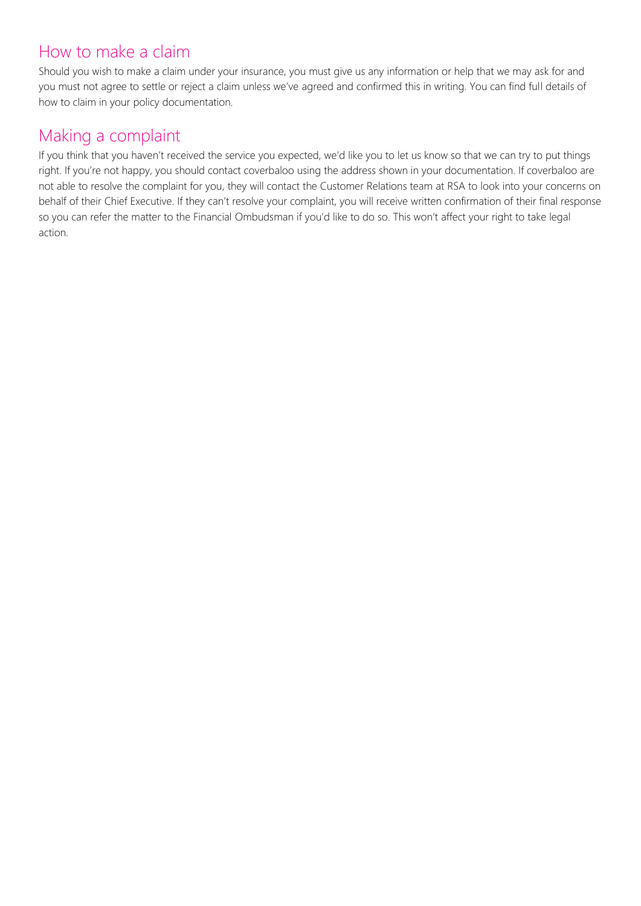## How to make a claim

Should you wish to make a claim under your insurance, you must give us any information or help that we may ask for and you must not agree to settle or reject a claim unless we've agreed and confirmed this in writing. You can find full details of how to claim in your policy documentation.

## Making a complaint

If you think that you haven't received the service you expected, we'd like you to let us know so that we can try to put things right. If you're not happy, you should contact coverbaloo using the address shown in your documentation. If coverbaloo are not able to resolve the complaint for you, they will contact the Customer Relations team at RSA to look into your concerns on behalf of their Chief Executive. If they can't resolve your complaint, you will receive written confirmation of their final response so you can refer the matter to the Financial Ombudsman if you'd like to do so. This won't affect your right to take legal action.